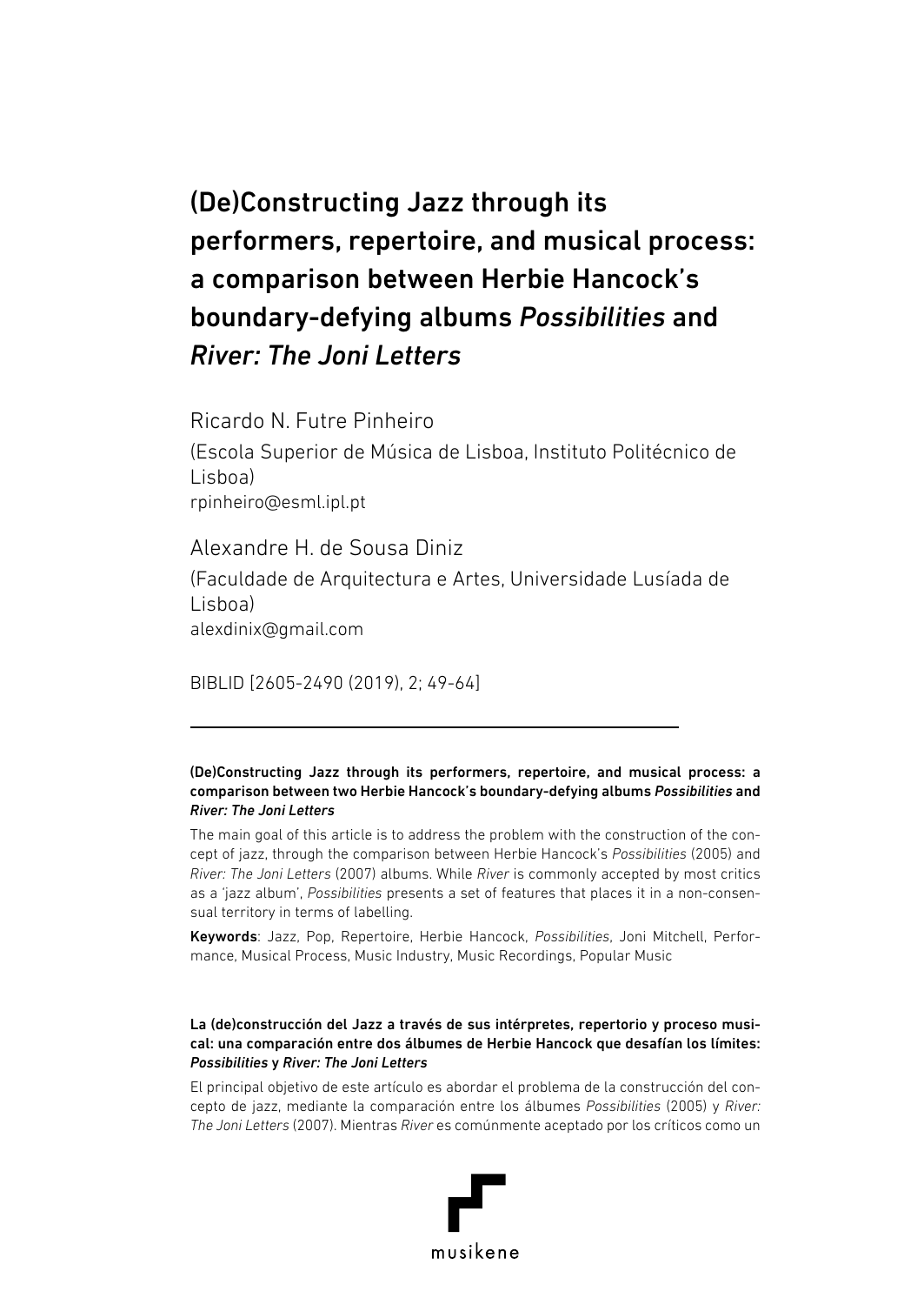# (De)Constructing Jazz through its performers, repertoire, and musical process: a comparison between Herbie Hancock's boundary-defying albums *Possibilities* and *River: The Joni Letters*

Ricardo N. Futre Pinheiro

(Escola Superior de Música de Lisboa, Instituto Politécnico de Lisboa)

rpinheiro@esml.ipl.pt

Alexandre H. de Sousa Diniz

(Faculdade de Arquitectura e Artes, Universidade Lusíada de Lisboa)

alexdinix@gmail.com

BIBLID [2605-2490 (2019), 2; 49-64]

---

**(De)Constructing Jazz through its performers, repertoire, and musical process: a comparison between two Herbie Hancock's boundary-defying albums *Possibilities* and *River: The Joni Letters***

The main goal of this article is to address the problem with the construction of the concept of jazz, through the comparison between Herbie Hancock's *Possibilities* (2005) and *River: The Joni Letters* (2007) albums. While *River* is commonly accepted by most critics as a 'jazz album', *Possibilities* presents a set of features that places it in a non-consensual territory in terms of labelling.

**Keywords**: Jazz, Pop, Repertoire, Herbie Hancock, *Possibilities,* Joni Mitchell, Performance, Musical Process, Music Industry, Music Recordings, Popular Music

**La (de)construcción del Jazz a través de sus intérpretes, repertorio y proceso musical: una comparación entre dos álbumes de Herbie Hancock que desafían los límites: *Possibilities* y *River: The Joni Letters***

El principal objetivo de este artículo es abordar el problema de la construcción del concepto de jazz, mediante la comparación entre los álbumes *Possibilities* (2005) y *River: The Joni Letters* (2007). Mientras *River* es comúnmente aceptado por los críticos como un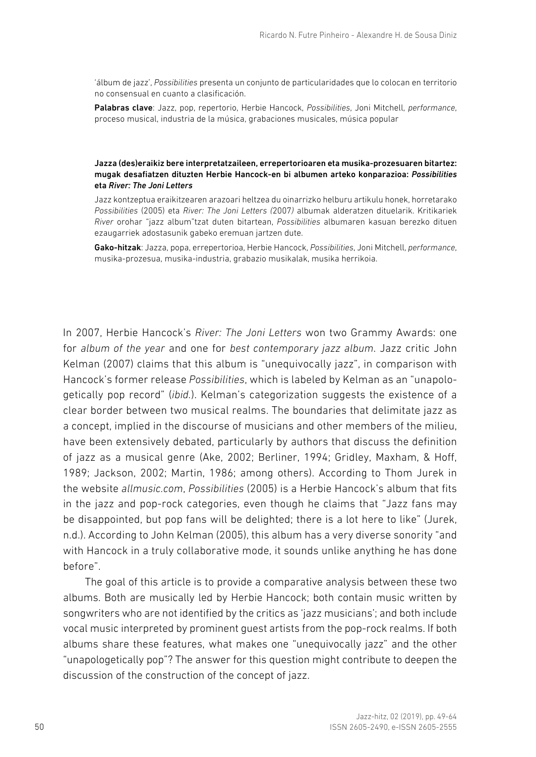'álbum de jazz', *Possibilities* presenta un conjunto de particularidades que lo colocan en territorio no consensual en cuanto a clasificación.

**Palabras clave**: Jazz, pop, repertorio, Herbie Hancock, *Possibilities*, Joni Mitchell, *performance*, proceso musical, industria de la música, grabaciones musicales, música popular

**Jazza (des)eraikiz bere interpretatzaileen, errepertorioaren eta musika-prozesuaren bitartez: mugak desafiatzen dituzten Herbie Hancock-en bi albumen arteko konparazioa: *Possibilities* eta *River: The Joni Letters***

Jazz kontzeptua eraikitzearen arazoari heltzea du oinarrizko helburu artikulu honek, horretarako *Possibilities* (2005) eta *River: The Joni Letters (*2007*)* albumak alderatzen dituelarik. Kritikariek *River* orohar "jazz album"tzat duten bitartean, *Possibilities* albumaren kasuan berezko dituen ezaugarriek adostasunik gabeko eremuan jartzen dute.

**Gako-hitzak**: Jazza, popa, errepertorioa, Herbie Hancock, *Possibilities*, Joni Mitchell, *performance*, musika-prozesua, musika-industria, grabazio musikalak, musika herrikoia.

In 2007, Herbie Hancock's *River: The Joni Letters* won two Grammy Awards: one for *album of the year* and one for *best contemporary jazz album*. Jazz critic John Kelman (2007) claims that this album is "unequivocally jazz", in comparison with Hancock's former release *Possibilities*, which is labeled by Kelman as an "unapologetically pop record" (*ibid.*). Kelman's categorization suggests the existence of a clear border between two musical realms. The boundaries that delimitate jazz as a concept, implied in the discourse of musicians and other members of the milieu, have been extensively debated, particularly by authors that discuss the definition of jazz as a musical genre (Ake, 2002; Berliner, 1994; Gridley, Maxham, & Hoff, 1989; Jackson, 2002; Martin, 1986; among others). According to Thom Jurek in the website *allmusic.com*, *Possibilities* (2005) is a Herbie Hancock's album that fits in the jazz and pop-rock categories, even though he claims that "Jazz fans may be disappointed, but pop fans will be delighted; there is a lot here to like" (Jurek, n.d.). According to John Kelman (2005), this album has a very diverse sonority "and with Hancock in a truly collaborative mode, it sounds unlike anything he has done before".

The goal of this article is to provide a comparative analysis between these two albums. Both are musically led by Herbie Hancock; both contain music written by songwriters who are not identified by the critics as 'jazz musicians'; and both include vocal music interpreted by prominent guest artists from the pop-rock realms. If both albums share these features, what makes one "unequivocally jazz" and the other "unapologetically pop"? The answer for this question might contribute to deepen the discussion of the construction of the concept of jazz.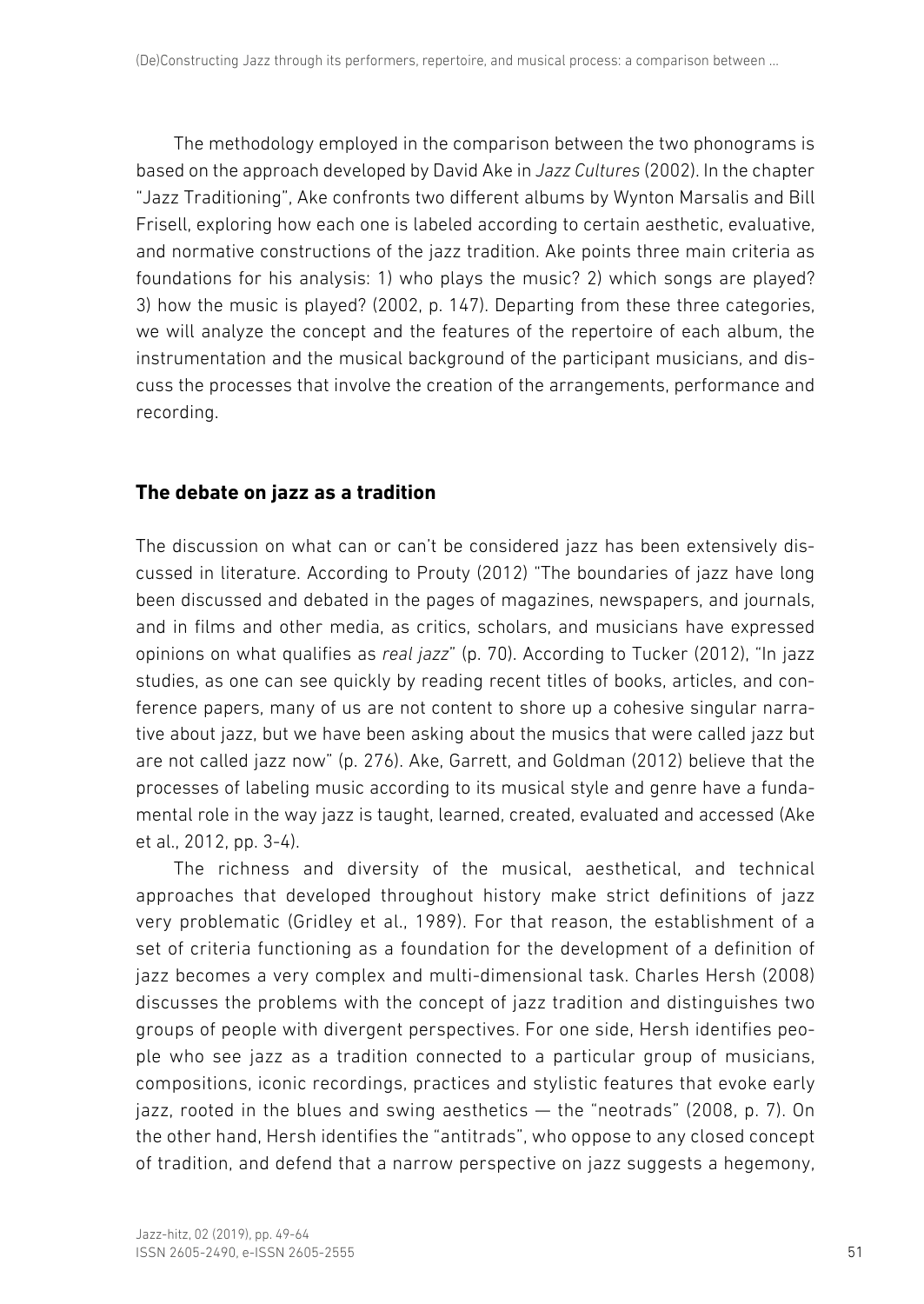The methodology employed in the comparison between the two phonograms is based on the approach developed by David Ake in *Jazz Cultures* (2002). In the chapter "Jazz Traditioning", Ake confronts two different albums by Wynton Marsalis and Bill Frisell, exploring how each one is labeled according to certain aesthetic, evaluative, and normative constructions of the jazz tradition. Ake points three main criteria as foundations for his analysis: 1) who plays the music? 2) which songs are played? 3) how the music is played? (2002, p. 147). Departing from these three categories, we will analyze the concept and the features of the repertoire of each album, the instrumentation and the musical background of the participant musicians, and discuss the processes that involve the creation of the arrangements, performance and recording.

## The debate on jazz as a tradition

The discussion on what can or can't be considered jazz has been extensively discussed in literature. According to Prouty (2012) "The boundaries of jazz have long been discussed and debated in the pages of magazines, newspapers, and journals, and in films and other media, as critics, scholars, and musicians have expressed opinions on what qualifies as *real jazz*" (p. 70). According to Tucker (2012), "In jazz studies, as one can see quickly by reading recent titles of books, articles, and conference papers, many of us are not content to shore up a cohesive singular narrative about jazz, but we have been asking about the musics that were called jazz but are not called jazz now" (p. 276). Ake, Garrett, and Goldman (2012) believe that the processes of labeling music according to its musical style and genre have a fundamental role in the way jazz is taught, learned, created, evaluated and accessed (Ake et al., 2012, pp. 3-4).

The richness and diversity of the musical, aesthetical, and technical approaches that developed throughout history make strict definitions of jazz very problematic (Gridley et al., 1989). For that reason, the establishment of a set of criteria functioning as a foundation for the development of a definition of jazz becomes a very complex and multi-dimensional task. Charles Hersh (2008) discusses the problems with the concept of jazz tradition and distinguishes two groups of people with divergent perspectives. For one side, Hersh identifies people who see jazz as a tradition connected to a particular group of musicians, compositions, iconic recordings, practices and stylistic features that evoke early jazz, rooted in the blues and swing aesthetics — the "neotrads" (2008, p. 7). On the other hand, Hersh identifies the "antitrads", who oppose to any closed concept of tradition, and defend that a narrow perspective on jazz suggests a hegemony,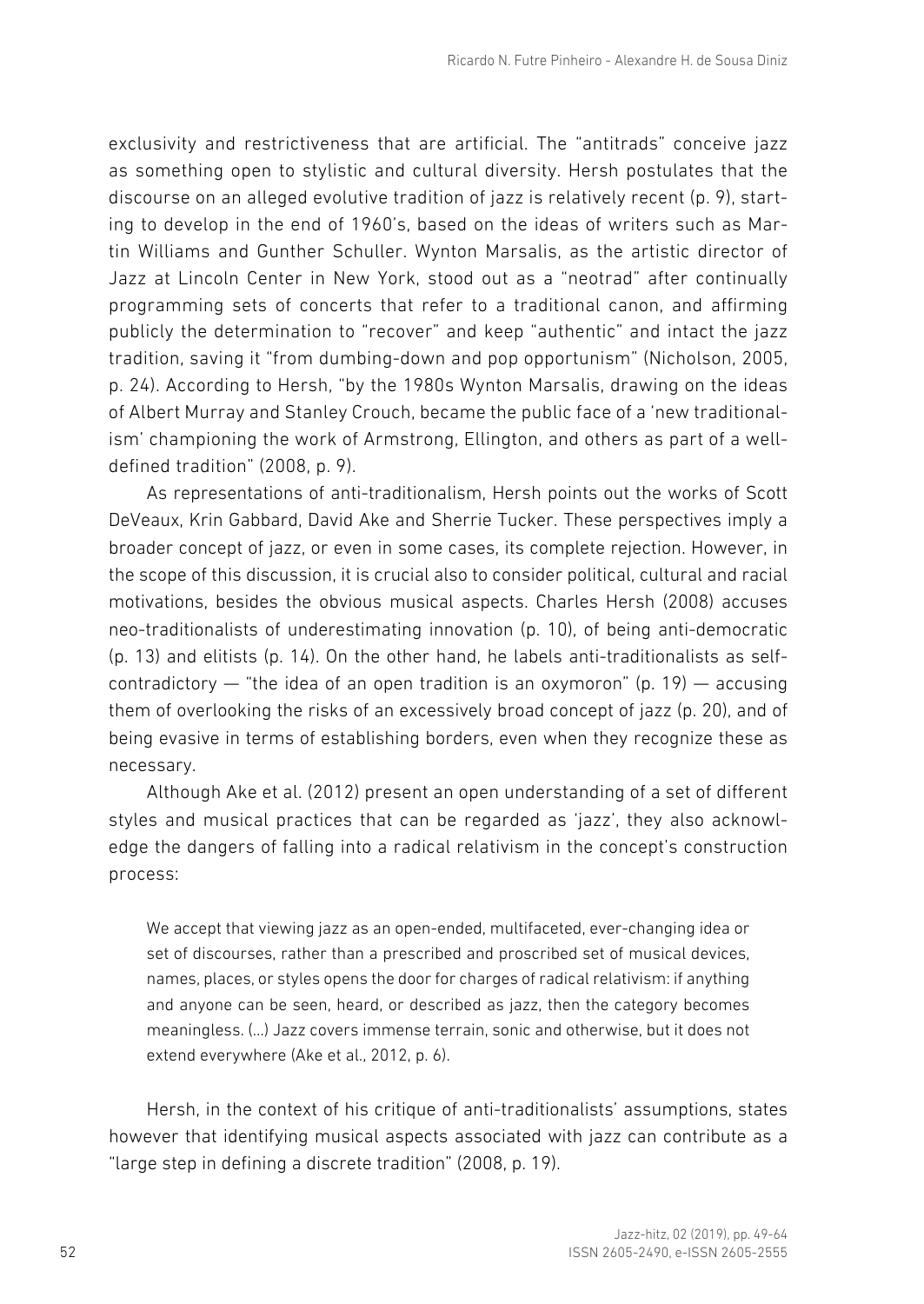exclusivity and restrictiveness that are artificial. The "antitrads" conceive jazz as something open to stylistic and cultural diversity. Hersh postulates that the discourse on an alleged evolutive tradition of jazz is relatively recent (p. 9), starting to develop in the end of 1960's, based on the ideas of writers such as Martin Williams and Gunther Schuller. Wynton Marsalis, as the artistic director of Jazz at Lincoln Center in New York, stood out as a "neotrad" after continually programming sets of concerts that refer to a traditional canon, and affirming publicly the determination to "recover" and keep "authentic" and intact the jazz tradition, saving it "from dumbing-down and pop opportunism" (Nicholson, 2005, p. 24). According to Hersh, "by the 1980s Wynton Marsalis, drawing on the ideas of Albert Murray and Stanley Crouch, became the public face of a 'new traditionalism' championing the work of Armstrong, Ellington, and others as part of a well-defined tradition" (2008, p. 9).

As representations of anti-traditionalism, Hersh points out the works of Scott DeVeaux, Krin Gabbard, David Ake and Sherrie Tucker. These perspectives imply a broader concept of jazz, or even in some cases, its complete rejection. However, in the scope of this discussion, it is crucial also to consider political, cultural and racial motivations, besides the obvious musical aspects. Charles Hersh (2008) accuses neo-traditionalists of underestimating innovation (p. 10), of being anti-democratic (p. 13) and elitists (p. 14). On the other hand, he labels anti-traditionalists as self-contradictory — "the idea of an open tradition is an oxymoron" (p. 19) — accusing them of overlooking the risks of an excessively broad concept of jazz (p. 20), and of being evasive in terms of establishing borders, even when they recognize these as necessary.

Although Ake et al. (2012) present an open understanding of a set of different styles and musical practices that can be regarded as 'jazz', they also acknowledge the dangers of falling into a radical relativism in the concept's construction process:

> We accept that viewing jazz as an open-ended, multifaceted, ever-changing idea or set of discourses, rather than a prescribed and proscribed set of musical devices, names, places, or styles opens the door for charges of radical relativism: if anything and anyone can be seen, heard, or described as jazz, then the category becomes meaningless. (...) Jazz covers immense terrain, sonic and otherwise, but it does not extend everywhere (Ake et al., 2012, p. 6).

Hersh, in the context of his critique of anti-traditionalists' assumptions, states however that identifying musical aspects associated with jazz can contribute as a "large step in defining a discrete tradition" (2008, p. 19).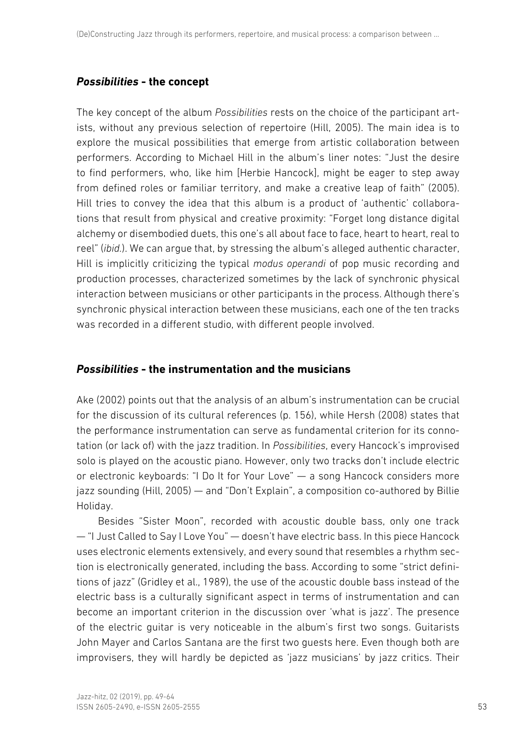### *Possibilities* - the concept

The key concept of the album *Possibilities* rests on the choice of the participant artists, without any previous selection of repertoire (Hill, 2005). The main idea is to explore the musical possibilities that emerge from artistic collaboration between performers. According to Michael Hill in the album's liner notes: "Just the desire to find performers, who, like him [Herbie Hancock], might be eager to step away from defined roles or familiar territory, and make a creative leap of faith" (2005). Hill tries to convey the idea that this album is a product of 'authentic' collaborations that result from physical and creative proximity: "Forget long distance digital alchemy or disembodied duets, this one's all about face to face, heart to heart, real to reel" (*ibid.*). We can argue that, by stressing the album's alleged authentic character, Hill is implicitly criticizing the typical *modus operandi* of pop music recording and production processes, characterized sometimes by the lack of synchronic physical interaction between musicians or other participants in the process. Although there's synchronic physical interaction between these musicians, each one of the ten tracks was recorded in a different studio, with different people involved.

### *Possibilities* - the instrumentation and the musicians

Ake (2002) points out that the analysis of an album's instrumentation can be crucial for the discussion of its cultural references (p. 156), while Hersh (2008) states that the performance instrumentation can serve as fundamental criterion for its connotation (or lack of) with the jazz tradition. In *Possibilities*, every Hancock's improvised solo is played on the acoustic piano. However, only two tracks don't include electric or electronic keyboards: "I Do It for Your Love" — a song Hancock considers more jazz sounding (Hill, 2005) — and "Don't Explain", a composition co-authored by Billie Holiday.

Besides "Sister Moon", recorded with acoustic double bass, only one track — "I Just Called to Say I Love You" — doesn't have electric bass. In this piece Hancock uses electronic elements extensively, and every sound that resembles a rhythm section is electronically generated, including the bass. According to some "strict definitions of jazz" (Gridley et al., 1989), the use of the acoustic double bass instead of the electric bass is a culturally significant aspect in terms of instrumentation and can become an important criterion in the discussion over 'what is jazz'. The presence of the electric guitar is very noticeable in the album's first two songs. Guitarists John Mayer and Carlos Santana are the first two guests here. Even though both are improvisers, they will hardly be depicted as 'jazz musicians' by jazz critics. Their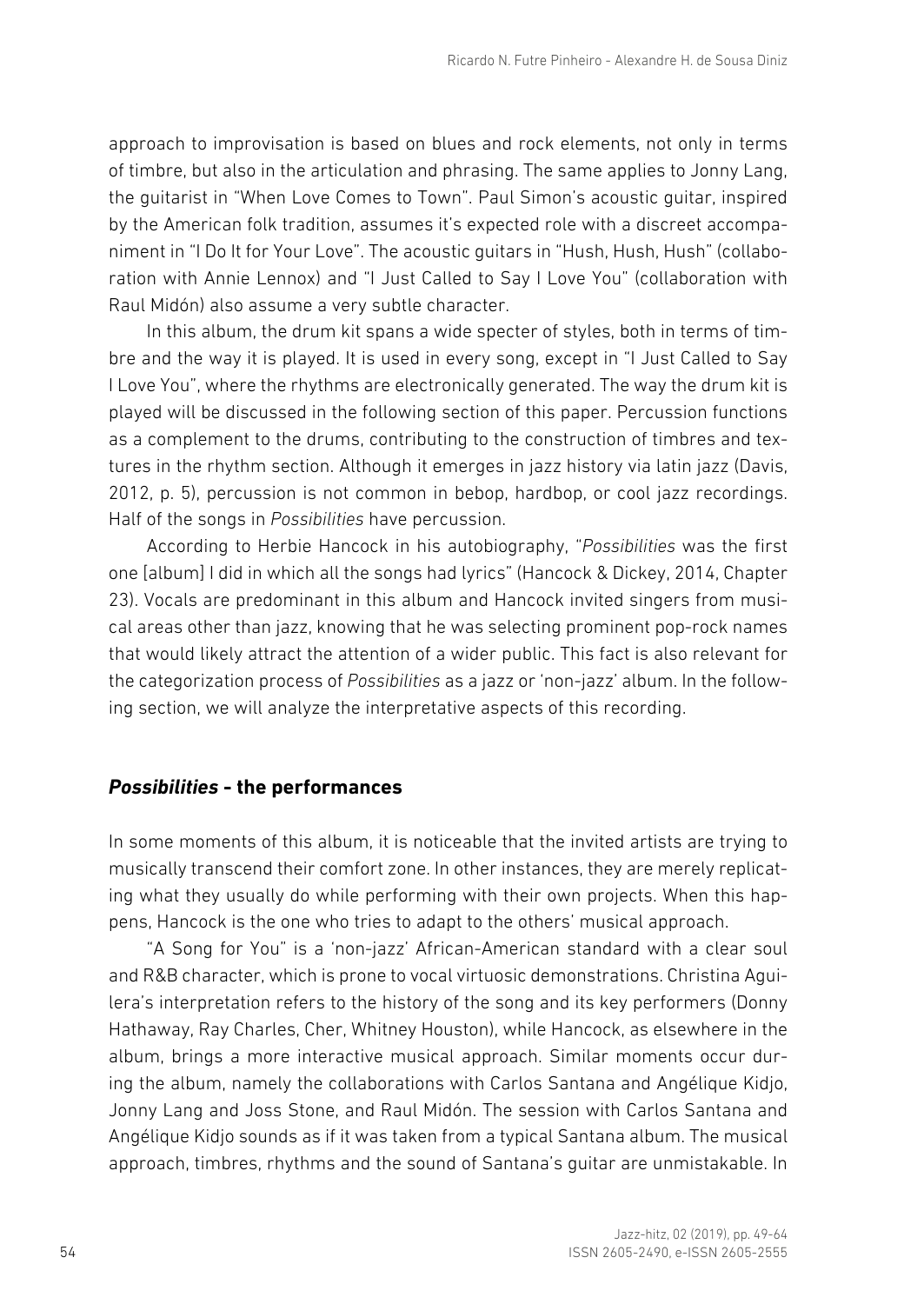approach to improvisation is based on blues and rock elements, not only in terms of timbre, but also in the articulation and phrasing. The same applies to Jonny Lang, the guitarist in "When Love Comes to Town". Paul Simon's acoustic guitar, inspired by the American folk tradition, assumes it's expected role with a discreet accompaniment in "I Do It for Your Love". The acoustic guitars in "Hush, Hush, Hush" (collaboration with Annie Lennox) and "I Just Called to Say I Love You" (collaboration with Raul Midón) also assume a very subtle character.

In this album, the drum kit spans a wide specter of styles, both in terms of timbre and the way it is played. It is used in every song, except in "I Just Called to Say I Love You", where the rhythms are electronically generated. The way the drum kit is played will be discussed in the following section of this paper. Percussion functions as a complement to the drums, contributing to the construction of timbres and textures in the rhythm section. Although it emerges in jazz history via latin jazz (Davis, 2012, p. 5), percussion is not common in bebop, hardbop, or cool jazz recordings. Half of the songs in *Possibilities* have percussion.

According to Herbie Hancock in his autobiography, "*Possibilities* was the first one [album] I did in which all the songs had lyrics" (Hancock & Dickey, 2014, Chapter 23). Vocals are predominant in this album and Hancock invited singers from musical areas other than jazz, knowing that he was selecting prominent pop-rock names that would likely attract the attention of a wider public. This fact is also relevant for the categorization process of *Possibilities* as a jazz or 'non-jazz' album. In the following section, we will analyze the interpretative aspects of this recording.

## *Possibilities* - the performances

In some moments of this album, it is noticeable that the invited artists are trying to musically transcend their comfort zone. In other instances, they are merely replicating what they usually do while performing with their own projects. When this happens, Hancock is the one who tries to adapt to the others' musical approach.

"A Song for You" is a 'non-jazz' African-American standard with a clear soul and R&B character, which is prone to vocal virtuosic demonstrations. Christina Aguilera's interpretation refers to the history of the song and its key performers (Donny Hathaway, Ray Charles, Cher, Whitney Houston), while Hancock, as elsewhere in the album, brings a more interactive musical approach. Similar moments occur during the album, namely the collaborations with Carlos Santana and Angélique Kidjo, Jonny Lang and Joss Stone, and Raul Midón. The session with Carlos Santana and Angélique Kidjo sounds as if it was taken from a typical Santana album. The musical approach, timbres, rhythms and the sound of Santana's guitar are unmistakable. In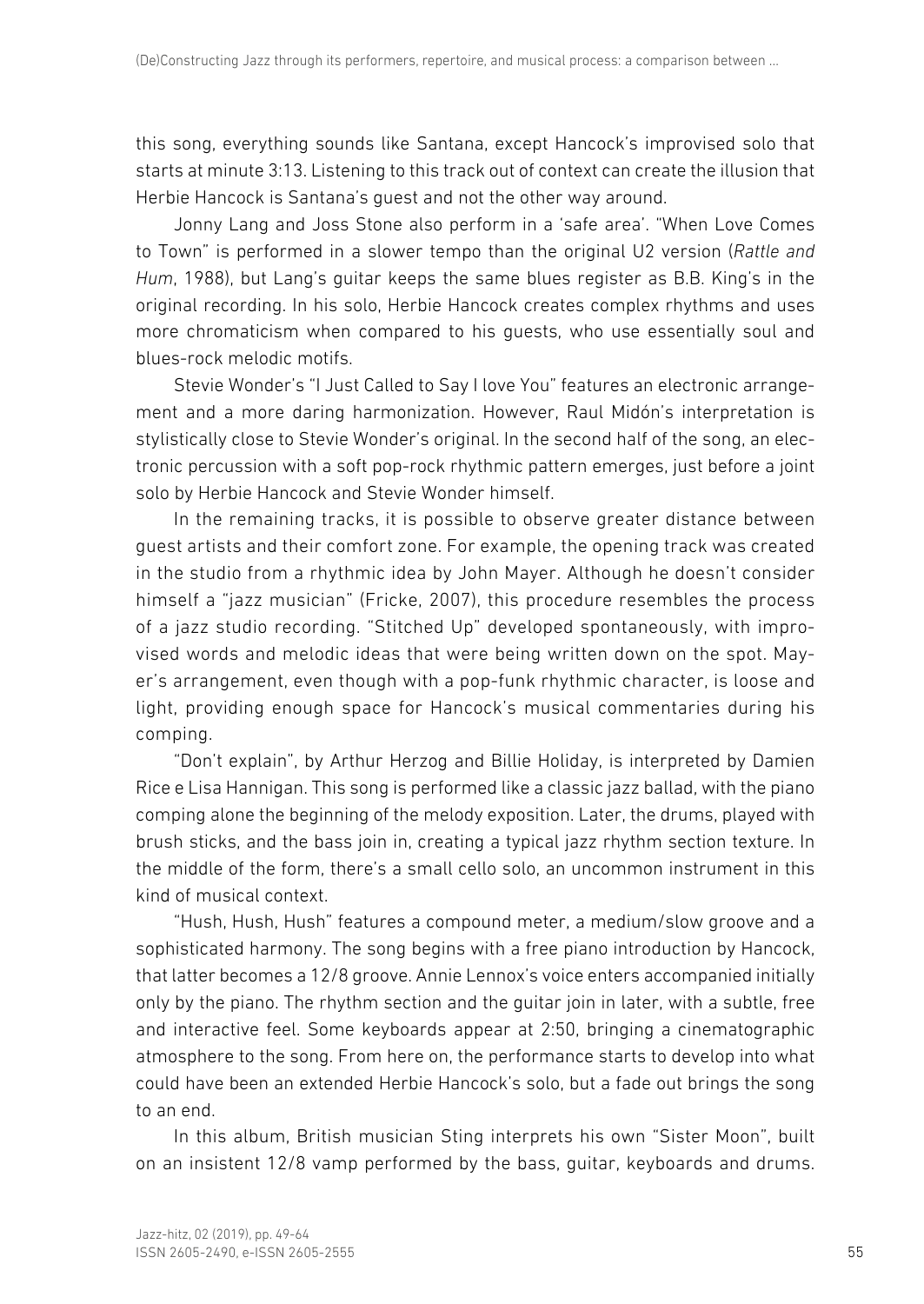this song, everything sounds like Santana, except Hancock's improvised solo that starts at minute 3:13. Listening to this track out of context can create the illusion that Herbie Hancock is Santana's guest and not the other way around.

Jonny Lang and Joss Stone also perform in a 'safe area'. "When Love Comes to Town" is performed in a slower tempo than the original U2 version (*Rattle and Hum*, 1988), but Lang's guitar keeps the same blues register as B.B. King's in the original recording. In his solo, Herbie Hancock creates complex rhythms and uses more chromaticism when compared to his guests, who use essentially soul and blues-rock melodic motifs.

Stevie Wonder's "I Just Called to Say I love You" features an electronic arrangement and a more daring harmonization. However, Raul Midón's interpretation is stylistically close to Stevie Wonder's original. In the second half of the song, an electronic percussion with a soft pop-rock rhythmic pattern emerges, just before a joint solo by Herbie Hancock and Stevie Wonder himself.

In the remaining tracks, it is possible to observe greater distance between guest artists and their comfort zone. For example, the opening track was created in the studio from a rhythmic idea by John Mayer. Although he doesn't consider himself a "jazz musician" (Fricke, 2007), this procedure resembles the process of a jazz studio recording. "Stitched Up" developed spontaneously, with improvised words and melodic ideas that were being written down on the spot. Mayer's arrangement, even though with a pop-funk rhythmic character, is loose and light, providing enough space for Hancock's musical commentaries during his comping.

"Don't explain", by Arthur Herzog and Billie Holiday, is interpreted by Damien Rice e Lisa Hannigan. This song is performed like a classic jazz ballad, with the piano comping alone the beginning of the melody exposition. Later, the drums, played with brush sticks, and the bass join in, creating a typical jazz rhythm section texture. In the middle of the form, there's a small cello solo, an uncommon instrument in this kind of musical context.

"Hush, Hush, Hush" features a compound meter, a medium/slow groove and a sophisticated harmony. The song begins with a free piano introduction by Hancock, that latter becomes a 12/8 groove. Annie Lennox's voice enters accompanied initially only by the piano. The rhythm section and the guitar join in later, with a subtle, free and interactive feel. Some keyboards appear at 2:50, bringing a cinematographic atmosphere to the song. From here on, the performance starts to develop into what could have been an extended Herbie Hancock's solo, but a fade out brings the song to an end.

In this album, British musician Sting interprets his own "Sister Moon", built on an insistent 12/8 vamp performed by the bass, guitar, keyboards and drums.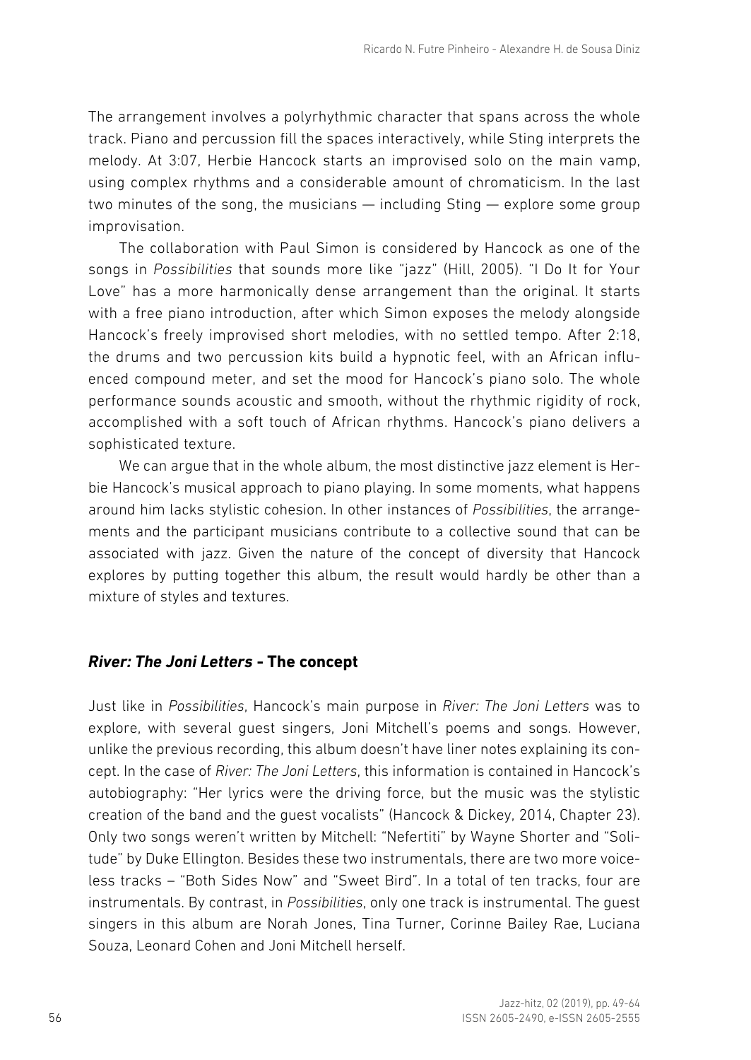The arrangement involves a polyrhythmic character that spans across the whole track. Piano and percussion fill the spaces interactively, while Sting interprets the melody. At 3:07, Herbie Hancock starts an improvised solo on the main vamp, using complex rhythms and a considerable amount of chromaticism. In the last two minutes of the song, the musicians — including Sting — explore some group improvisation.

The collaboration with Paul Simon is considered by Hancock as one of the songs in *Possibilities* that sounds more like "jazz" (Hill, 2005). "I Do It for Your Love" has a more harmonically dense arrangement than the original. It starts with a free piano introduction, after which Simon exposes the melody alongside Hancock's freely improvised short melodies, with no settled tempo. After 2:18, the drums and two percussion kits build a hypnotic feel, with an African influenced compound meter, and set the mood for Hancock's piano solo. The whole performance sounds acoustic and smooth, without the rhythmic rigidity of rock, accomplished with a soft touch of African rhythms. Hancock's piano delivers a sophisticated texture.

We can argue that in the whole album, the most distinctive jazz element is Herbie Hancock's musical approach to piano playing. In some moments, what happens around him lacks stylistic cohesion. In other instances of *Possibilities*, the arrangements and the participant musicians contribute to a collective sound that can be associated with jazz. Given the nature of the concept of diversity that Hancock explores by putting together this album, the result would hardly be other than a mixture of styles and textures.

## ***River: The Joni Letters* - The concept**

Just like in *Possibilities*, Hancock's main purpose in *River: The Joni Letters* was to explore, with several guest singers, Joni Mitchell's poems and songs. However, unlike the previous recording, this album doesn't have liner notes explaining its concept. In the case of *River: The Joni Letters*, this information is contained in Hancock's autobiography: "Her lyrics were the driving force, but the music was the stylistic creation of the band and the guest vocalists" (Hancock & Dickey, 2014, Chapter 23). Only two songs weren't written by Mitchell: "Nefertiti" by Wayne Shorter and "Solitude" by Duke Ellington. Besides these two instrumentals, there are two more voiceless tracks – "Both Sides Now" and "Sweet Bird". In a total of ten tracks, four are instrumentals. By contrast, in *Possibilities*, only one track is instrumental. The guest singers in this album are Norah Jones, Tina Turner, Corinne Bailey Rae, Luciana Souza, Leonard Cohen and Joni Mitchell herself.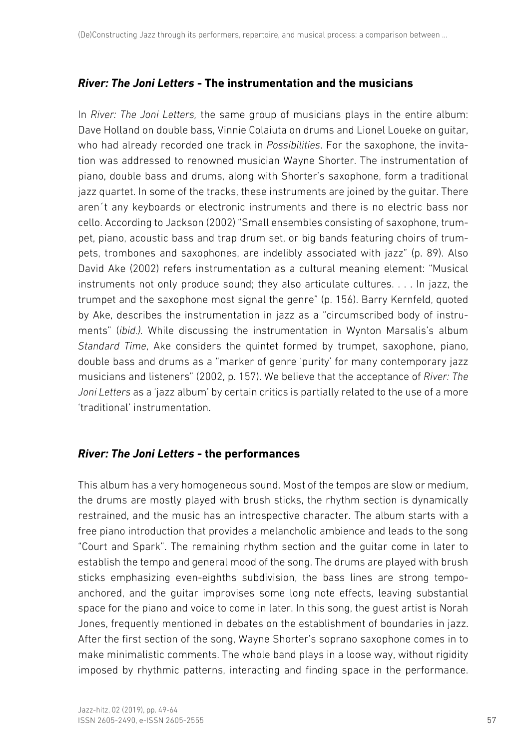## *River: The Joni Letters* - The instrumentation and the musicians

In *River: The Joni Letters,* the same group of musicians plays in the entire album: Dave Holland on double bass, Vinnie Colaiuta on drums and Lionel Loueke on guitar, who had already recorded one track in *Possibilities*. For the saxophone, the invitation was addressed to renowned musician Wayne Shorter. The instrumentation of piano, double bass and drums, along with Shorter's saxophone, form a traditional jazz quartet. In some of the tracks, these instruments are joined by the guitar. There aren´t any keyboards or electronic instruments and there is no electric bass nor cello. According to Jackson (2002) "Small ensembles consisting of saxophone, trumpet, piano, acoustic bass and trap drum set, or big bands featuring choirs of trumpets, trombones and saxophones, are indelibly associated with jazz" (p. 89). Also David Ake (2002) refers instrumentation as a cultural meaning element: "Musical instruments not only produce sound; they also articulate cultures. . . . In jazz, the trumpet and the saxophone most signal the genre" (p. 156). Barry Kernfeld, quoted by Ake, describes the instrumentation in jazz as a "circumscribed body of instruments" (*ibid.).* While discussing the instrumentation in Wynton Marsalis's album *Standard Time*, Ake considers the quintet formed by trumpet, saxophone, piano, double bass and drums as a "marker of genre 'purity' for many contemporary jazz musicians and listeners" (2002, p. 157). We believe that the acceptance of *River: The Joni Letters* as a 'jazz album' by certain critics is partially related to the use of a more 'traditional' instrumentation.

## *River: The Joni Letters* - the performances

This album has a very homogeneous sound. Most of the tempos are slow or medium, the drums are mostly played with brush sticks, the rhythm section is dynamically restrained, and the music has an introspective character. The album starts with a free piano introduction that provides a melancholic ambience and leads to the song "Court and Spark". The remaining rhythm section and the guitar come in later to establish the tempo and general mood of the song. The drums are played with brush sticks emphasizing even-eighths subdivision, the bass lines are strong tempo-anchored, and the guitar improvises some long note effects, leaving substantial space for the piano and voice to come in later. In this song, the guest artist is Norah Jones, frequently mentioned in debates on the establishment of boundaries in jazz. After the first section of the song, Wayne Shorter's soprano saxophone comes in to make minimalistic comments. The whole band plays in a loose way, without rigidity imposed by rhythmic patterns, interacting and finding space in the performance.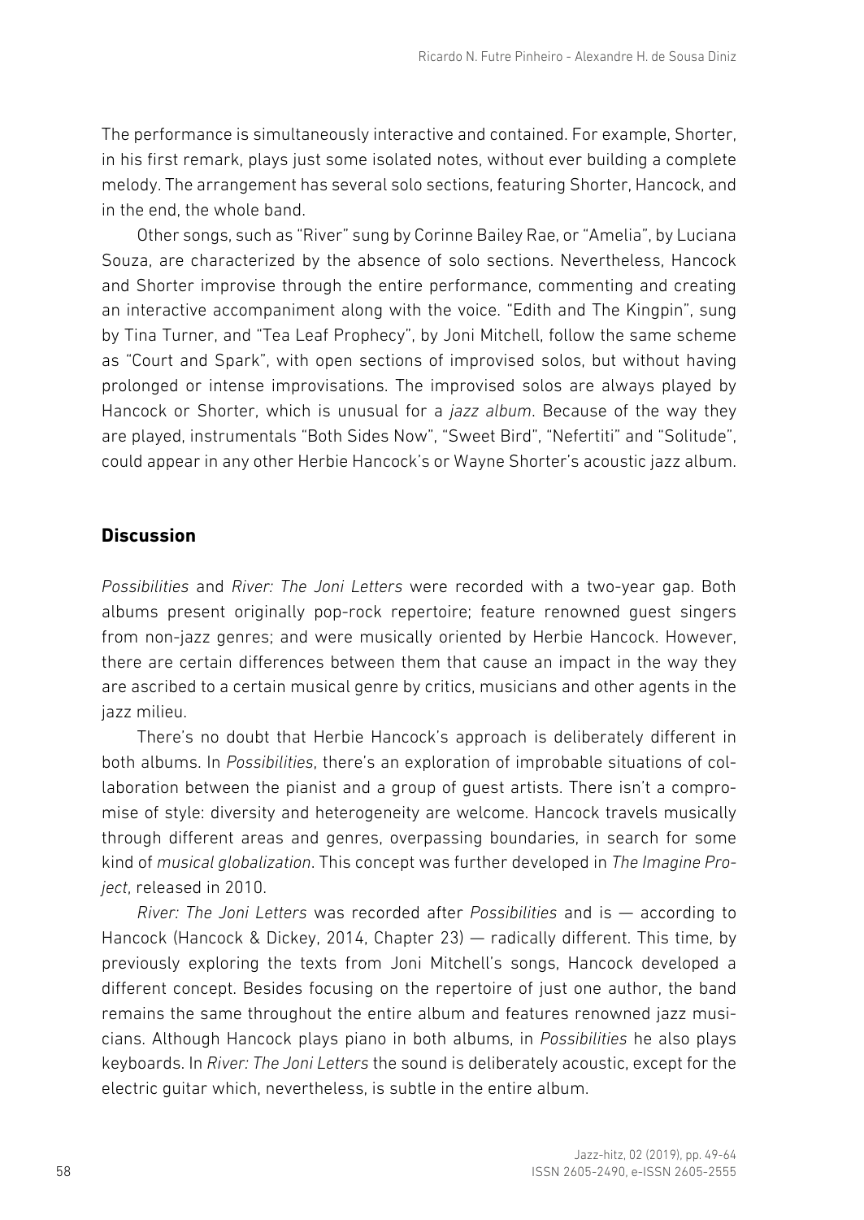The performance is simultaneously interactive and contained. For example, Shorter, in his first remark, plays just some isolated notes, without ever building a complete melody. The arrangement has several solo sections, featuring Shorter, Hancock, and in the end, the whole band.

Other songs, such as "River" sung by Corinne Bailey Rae, or "Amelia", by Luciana Souza, are characterized by the absence of solo sections. Nevertheless, Hancock and Shorter improvise through the entire performance, commenting and creating an interactive accompaniment along with the voice. "Edith and The Kingpin", sung by Tina Turner, and "Tea Leaf Prophecy", by Joni Mitchell, follow the same scheme as "Court and Spark", with open sections of improvised solos, but without having prolonged or intense improvisations. The improvised solos are always played by Hancock or Shorter, which is unusual for a *jazz album*. Because of the way they are played, instrumentals "Both Sides Now", "Sweet Bird", "Nefertiti" and "Solitude", could appear in any other Herbie Hancock's or Wayne Shorter's acoustic jazz album.

## Discussion

*Possibilities* and *River: The Joni Letters* were recorded with a two-year gap. Both albums present originally pop-rock repertoire; feature renowned guest singers from non-jazz genres; and were musically oriented by Herbie Hancock. However, there are certain differences between them that cause an impact in the way they are ascribed to a certain musical genre by critics, musicians and other agents in the jazz milieu.

There's no doubt that Herbie Hancock's approach is deliberately different in both albums. In *Possibilities*, there's an exploration of improbable situations of collaboration between the pianist and a group of guest artists. There isn't a compromise of style: diversity and heterogeneity are welcome. Hancock travels musically through different areas and genres, overpassing boundaries, in search for some kind of *musical globalization*. This concept was further developed in *The Imagine Project*, released in 2010.

*River: The Joni Letters* was recorded after *Possibilities* and is — according to Hancock (Hancock & Dickey, 2014, Chapter 23) — radically different. This time, by previously exploring the texts from Joni Mitchell's songs, Hancock developed a different concept. Besides focusing on the repertoire of just one author, the band remains the same throughout the entire album and features renowned jazz musicians. Although Hancock plays piano in both albums, in *Possibilities* he also plays keyboards. In *River: The Joni Letters* the sound is deliberately acoustic, except for the electric guitar which, nevertheless, is subtle in the entire album.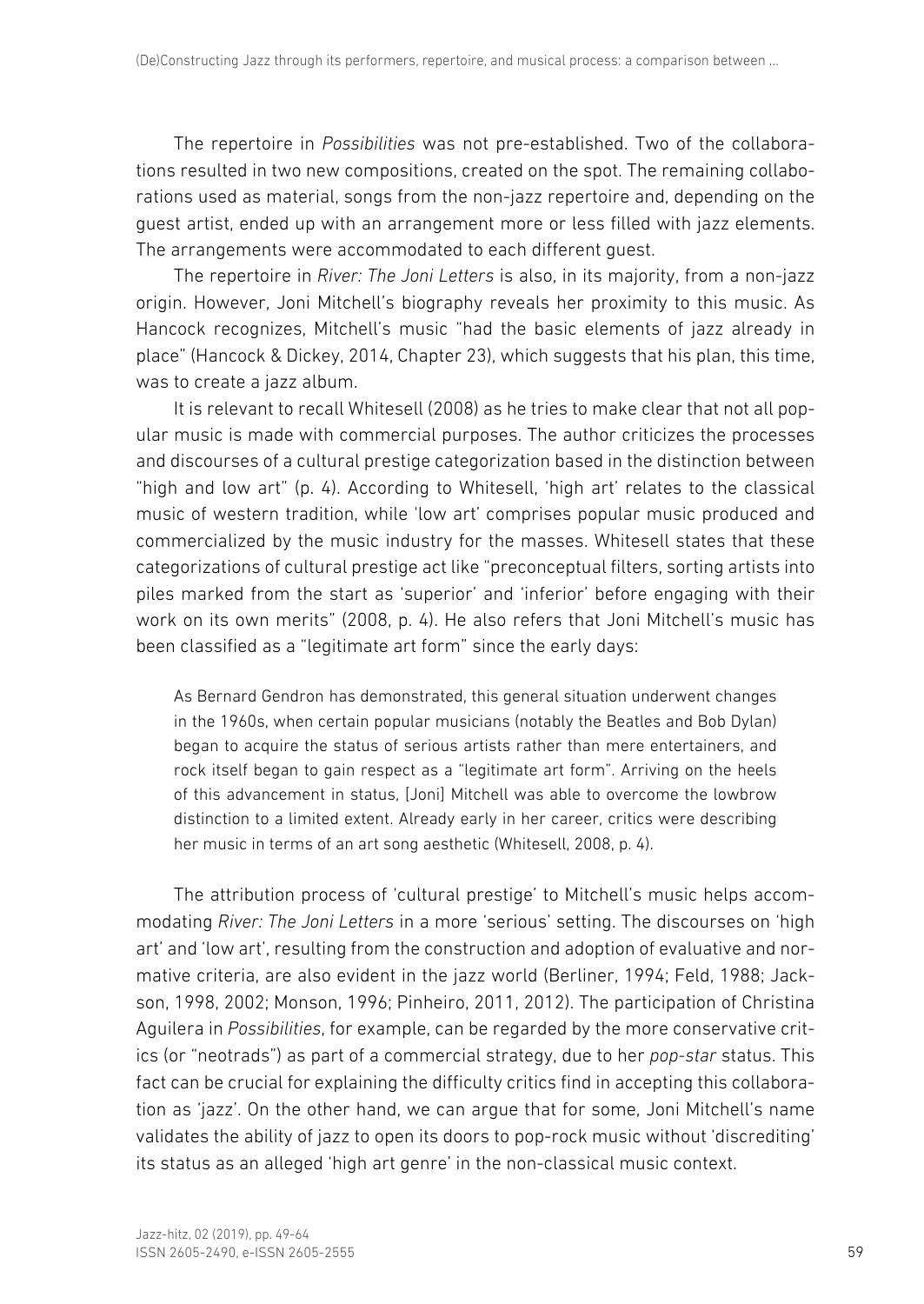The repertoire in *Possibilities* was not pre-established. Two of the collaborations resulted in two new compositions, created on the spot. The remaining collaborations used as material, songs from the non-jazz repertoire and, depending on the guest artist, ended up with an arrangement more or less filled with jazz elements. The arrangements were accommodated to each different guest.

The repertoire in *River: The Joni Letters* is also, in its majority, from a non-jazz origin. However, Joni Mitchell's biography reveals her proximity to this music. As Hancock recognizes, Mitchell's music "had the basic elements of jazz already in place" (Hancock & Dickey, 2014, Chapter 23), which suggests that his plan, this time, was to create a jazz album.

It is relevant to recall Whitesell (2008) as he tries to make clear that not all popular music is made with commercial purposes. The author criticizes the processes and discourses of a cultural prestige categorization based in the distinction between "high and low art" (p. 4). According to Whitesell, 'high art' relates to the classical music of western tradition, while 'low art' comprises popular music produced and commercialized by the music industry for the masses. Whitesell states that these categorizations of cultural prestige act like "preconceptual filters, sorting artists into piles marked from the start as 'superior' and 'inferior' before engaging with their work on its own merits" (2008, p. 4). He also refers that Joni Mitchell's music has been classified as a "legitimate art form" since the early days:

> As Bernard Gendron has demonstrated, this general situation underwent changes in the 1960s, when certain popular musicians (notably the Beatles and Bob Dylan) began to acquire the status of serious artists rather than mere entertainers, and rock itself began to gain respect as a "legitimate art form". Arriving on the heels of this advancement in status, [Joni] Mitchell was able to overcome the lowbrow distinction to a limited extent. Already early in her career, critics were describing her music in terms of an art song aesthetic (Whitesell, 2008, p. 4).

The attribution process of 'cultural prestige' to Mitchell's music helps accommodating *River: The Joni Letters* in a more 'serious' setting. The discourses on 'high art' and 'low art', resulting from the construction and adoption of evaluative and normative criteria, are also evident in the jazz world (Berliner, 1994; Feld, 1988; Jackson, 1998, 2002; Monson, 1996; Pinheiro, 2011, 2012). The participation of Christina Aguilera in *Possibilities*, for example, can be regarded by the more conservative critics (or "neotrads") as part of a commercial strategy, due to her *pop-star* status. This fact can be crucial for explaining the difficulty critics find in accepting this collaboration as 'jazz'. On the other hand, we can argue that for some, Joni Mitchell's name validates the ability of jazz to open its doors to pop-rock music without 'discrediting' its status as an alleged 'high art genre' in the non-classical music context.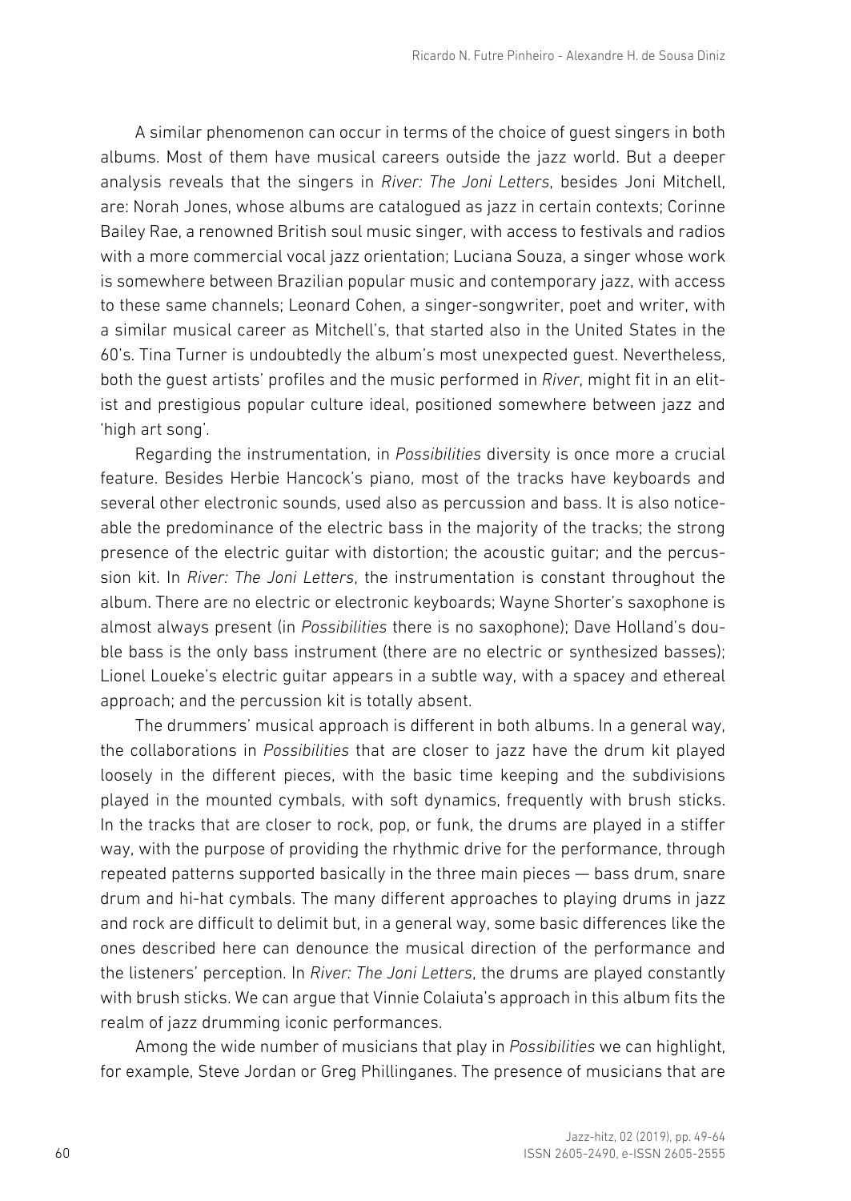A similar phenomenon can occur in terms of the choice of guest singers in both albums. Most of them have musical careers outside the jazz world. But a deeper analysis reveals that the singers in *River: The Joni Letters*, besides Joni Mitchell, are: Norah Jones, whose albums are catalogued as jazz in certain contexts; Corinne Bailey Rae, a renowned British soul music singer, with access to festivals and radios with a more commercial vocal jazz orientation; Luciana Souza, a singer whose work is somewhere between Brazilian popular music and contemporary jazz, with access to these same channels; Leonard Cohen, a singer-songwriter, poet and writer, with a similar musical career as Mitchell's, that started also in the United States in the 60's. Tina Turner is undoubtedly the album's most unexpected guest. Nevertheless, both the guest artists' profiles and the music performed in *River*, might fit in an elitist and prestigious popular culture ideal, positioned somewhere between jazz and 'high art song'.

Regarding the instrumentation, in *Possibilities* diversity is once more a crucial feature. Besides Herbie Hancock's piano, most of the tracks have keyboards and several other electronic sounds, used also as percussion and bass. It is also noticeable the predominance of the electric bass in the majority of the tracks; the strong presence of the electric guitar with distortion; the acoustic guitar; and the percussion kit. In *River: The Joni Letters*, the instrumentation is constant throughout the album. There are no electric or electronic keyboards; Wayne Shorter's saxophone is almost always present (in *Possibilities* there is no saxophone); Dave Holland's double bass is the only bass instrument (there are no electric or synthesized basses); Lionel Loueke's electric guitar appears in a subtle way, with a spacey and ethereal approach; and the percussion kit is totally absent.

The drummers' musical approach is different in both albums. In a general way, the collaborations in *Possibilities* that are closer to jazz have the drum kit played loosely in the different pieces, with the basic time keeping and the subdivisions played in the mounted cymbals, with soft dynamics, frequently with brush sticks. In the tracks that are closer to rock, pop, or funk, the drums are played in a stiffer way, with the purpose of providing the rhythmic drive for the performance, through repeated patterns supported basically in the three main pieces — bass drum, snare drum and hi-hat cymbals. The many different approaches to playing drums in jazz and rock are difficult to delimit but, in a general way, some basic differences like the ones described here can denounce the musical direction of the performance and the listeners' perception. In *River: The Joni Letters*, the drums are played constantly with brush sticks. We can argue that Vinnie Colaiuta's approach in this album fits the realm of jazz drumming iconic performances.

Among the wide number of musicians that play in *Possibilities* we can highlight, for example, Steve Jordan or Greg Phillinganes. The presence of musicians that are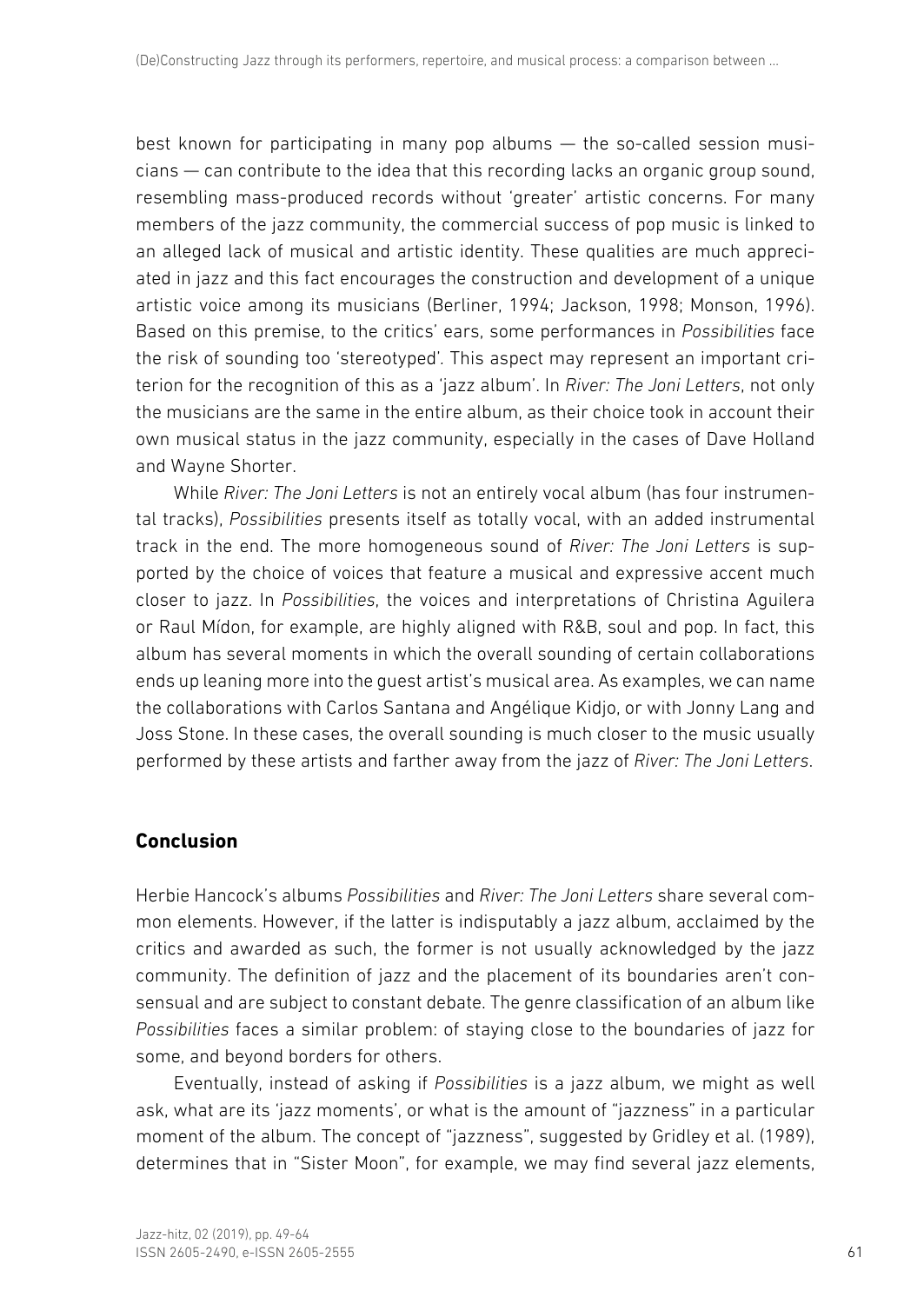best known for participating in many pop albums — the so-called session musicians — can contribute to the idea that this recording lacks an organic group sound, resembling mass-produced records without 'greater' artistic concerns. For many members of the jazz community, the commercial success of pop music is linked to an alleged lack of musical and artistic identity. These qualities are much appreciated in jazz and this fact encourages the construction and development of a unique artistic voice among its musicians (Berliner, 1994; Jackson, 1998; Monson, 1996). Based on this premise, to the critics' ears, some performances in *Possibilities* face the risk of sounding too 'stereotyped'. This aspect may represent an important criterion for the recognition of this as a 'jazz album'. In *River: The Joni Letters*, not only the musicians are the same in the entire album, as their choice took in account their own musical status in the jazz community, especially in the cases of Dave Holland and Wayne Shorter.

While *River: The Joni Letters* is not an entirely vocal album (has four instrumental tracks), *Possibilities* presents itself as totally vocal, with an added instrumental track in the end. The more homogeneous sound of *River: The Joni Letters* is supported by the choice of voices that feature a musical and expressive accent much closer to jazz. In *Possibilities*, the voices and interpretations of Christina Aguilera or Raul Mídon, for example, are highly aligned with R&B, soul and pop. In fact, this album has several moments in which the overall sounding of certain collaborations ends up leaning more into the guest artist's musical area. As examples, we can name the collaborations with Carlos Santana and Angélique Kidjo, or with Jonny Lang and Joss Stone. In these cases, the overall sounding is much closer to the music usually performed by these artists and farther away from the jazz of *River: The Joni Letters*.

## Conclusion

Herbie Hancock's albums *Possibilities* and *River: The Joni Letters* share several common elements. However, if the latter is indisputably a jazz album, acclaimed by the critics and awarded as such, the former is not usually acknowledged by the jazz community. The definition of jazz and the placement of its boundaries aren't consensual and are subject to constant debate. The genre classification of an album like *Possibilities* faces a similar problem: of staying close to the boundaries of jazz for some, and beyond borders for others.

Eventually, instead of asking if *Possibilities* is a jazz album, we might as well ask, what are its 'jazz moments', or what is the amount of "jazzness" in a particular moment of the album. The concept of "jazzness", suggested by Gridley et al. (1989), determines that in "Sister Moon", for example, we may find several jazz elements,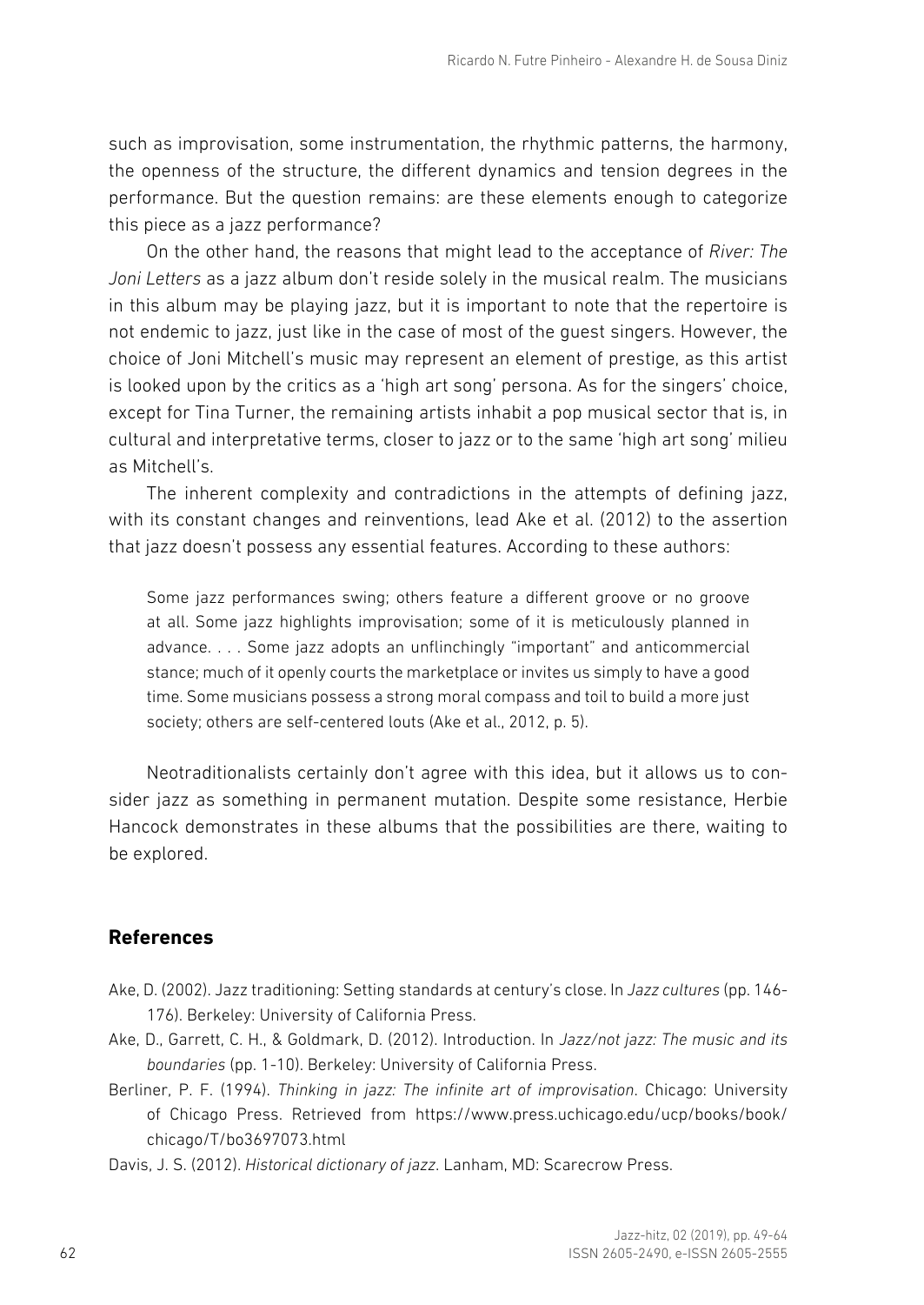such as improvisation, some instrumentation, the rhythmic patterns, the harmony, the openness of the structure, the different dynamics and tension degrees in the performance. But the question remains: are these elements enough to categorize this piece as a jazz performance?

On the other hand, the reasons that might lead to the acceptance of *River: The Joni Letters* as a jazz album don't reside solely in the musical realm. The musicians in this album may be playing jazz, but it is important to note that the repertoire is not endemic to jazz, just like in the case of most of the guest singers. However, the choice of Joni Mitchell's music may represent an element of prestige, as this artist is looked upon by the critics as a 'high art song' persona. As for the singers' choice, except for Tina Turner, the remaining artists inhabit a pop musical sector that is, in cultural and interpretative terms, closer to jazz or to the same 'high art song' milieu as Mitchell's.

The inherent complexity and contradictions in the attempts of defining jazz, with its constant changes and reinventions, lead Ake et al. (2012) to the assertion that jazz doesn't possess any essential features. According to these authors:

> Some jazz performances swing; others feature a different groove or no groove at all. Some jazz highlights improvisation; some of it is meticulously planned in advance. . . . Some jazz adopts an unflinchingly "important" and anticommercial stance; much of it openly courts the marketplace or invites us simply to have a good time. Some musicians possess a strong moral compass and toil to build a more just society; others are self-centered louts (Ake et al., 2012, p. 5).

Neotraditionalists certainly don't agree with this idea, but it allows us to consider jazz as something in permanent mutation. Despite some resistance, Herbie Hancock demonstrates in these albums that the possibilities are there, waiting to be explored.

## References

Ake, D. (2002). Jazz traditioning: Setting standards at century's close. In *Jazz cultures* (pp. 146-176). Berkeley: University of California Press.

Ake, D., Garrett, C. H., & Goldmark, D. (2012). Introduction. In *Jazz/not jazz: The music and its boundaries* (pp. 1-10). Berkeley: University of California Press.

Berliner, P. F. (1994). *Thinking in jazz: The infinite art of improvisation*. Chicago: University of Chicago Press. Retrieved from https://www.press.uchicago.edu/ucp/books/book/chicago/T/bo3697073.html

Davis, J. S. (2012). *Historical dictionary of jazz*. Lanham, MD: Scarecrow Press.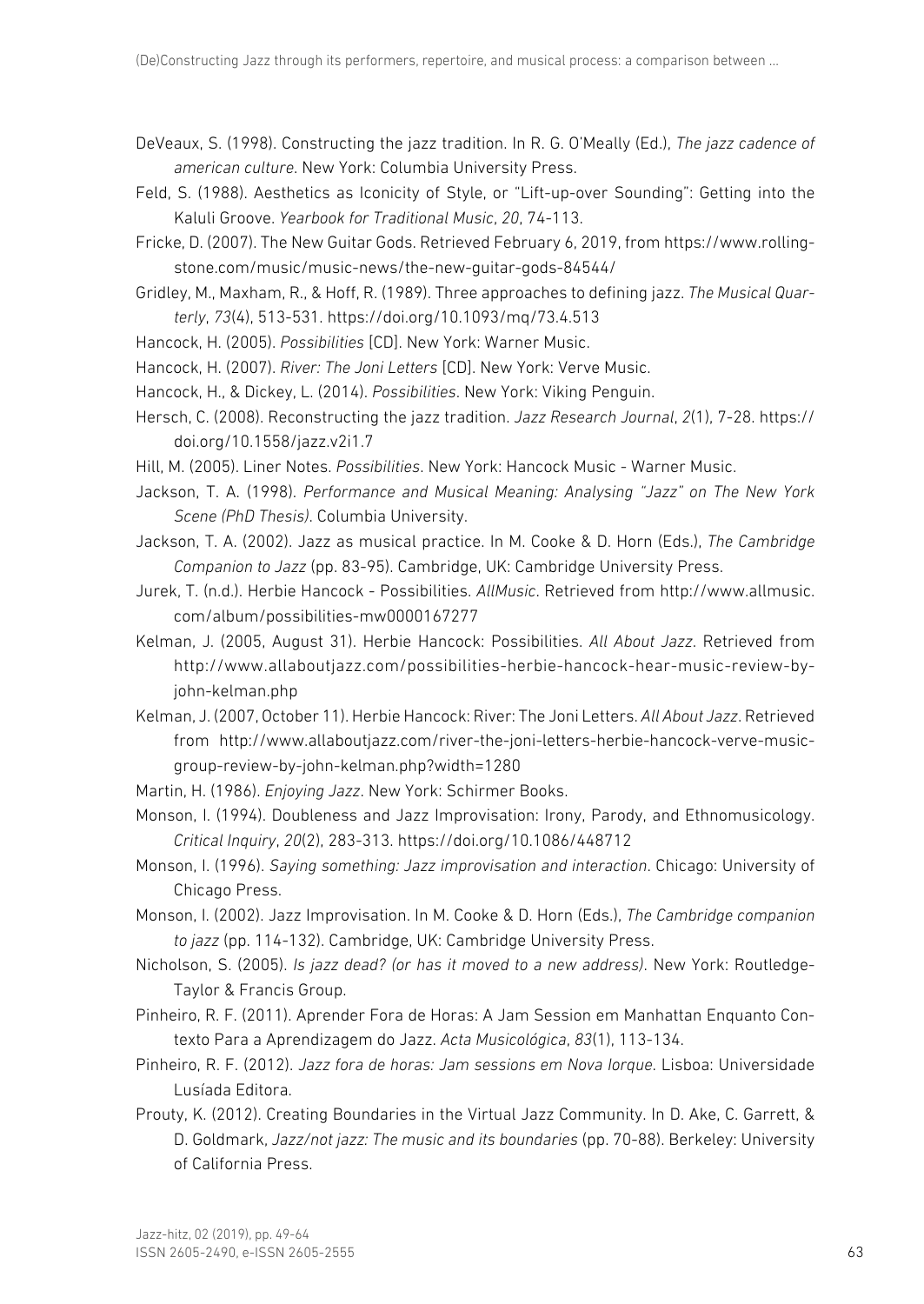DeVeaux, S. (1998). Constructing the jazz tradition. In R. G. O'Meally (Ed.), *The jazz cadence of american culture*. New York: Columbia University Press.

Feld, S. (1988). Aesthetics as Iconicity of Style, or "Lift-up-over Sounding": Getting into the Kaluli Groove. *Yearbook for Traditional Music*, *20*, 74-113.

Fricke, D. (2007). The New Guitar Gods. Retrieved February 6, 2019, from https://www.rollingstone.com/music/music-news/the-new-guitar-gods-84544/

Gridley, M., Maxham, R., & Hoff, R. (1989). Three approaches to defining jazz. *The Musical Quarterly*, *73*(4), 513-531. https://doi.org/10.1093/mq/73.4.513

Hancock, H. (2005). *Possibilities* [CD]. New York: Warner Music.

Hancock, H. (2007). *River: The Joni Letters* [CD]. New York: Verve Music.

Hancock, H., & Dickey, L. (2014). *Possibilities*. New York: Viking Penguin.

Hersch, C. (2008). Reconstructing the jazz tradition. *Jazz Research Journal*, *2*(1), 7-28. https://doi.org/10.1558/jazz.v2i1.7

Hill, M. (2005). Liner Notes. *Possibilities*. New York: Hancock Music - Warner Music.

Jackson, T. A. (1998). *Performance and Musical Meaning: Analysing "Jazz" on The New York Scene (PhD Thesis)*. Columbia University.

Jackson, T. A. (2002). Jazz as musical practice. In M. Cooke & D. Horn (Eds.), *The Cambridge Companion to Jazz* (pp. 83-95). Cambridge, UK: Cambridge University Press.

Jurek, T. (n.d.). Herbie Hancock - Possibilities. *AllMusic*. Retrieved from http://www.allmusic.com/album/possibilities-mw0000167277

Kelman, J. (2005, August 31). Herbie Hancock: Possibilities. *All About Jazz*. Retrieved from http://www.allaboutjazz.com/possibilities-herbie-hancock-hear-music-review-by-john-kelman.php

Kelman, J. (2007, October 11). Herbie Hancock: River: The Joni Letters. *All About Jazz*. Retrieved from http://www.allaboutjazz.com/river-the-joni-letters-herbie-hancock-verve-music-group-review-by-john-kelman.php?width=1280

Martin, H. (1986). *Enjoying Jazz*. New York: Schirmer Books.

Monson, I. (1994). Doubleness and Jazz Improvisation: Irony, Parody, and Ethnomusicology. *Critical Inquiry*, *20*(2), 283-313. https://doi.org/10.1086/448712

Monson, I. (1996). *Saying something: Jazz improvisation and interaction*. Chicago: University of Chicago Press.

Monson, I. (2002). Jazz Improvisation. In M. Cooke & D. Horn (Eds.), *The Cambridge companion to jazz* (pp. 114-132). Cambridge, UK: Cambridge University Press.

Nicholson, S. (2005). *Is jazz dead? (or has it moved to a new address)*. New York: Routledge-Taylor & Francis Group.

Pinheiro, R. F. (2011). Aprender Fora de Horas: A Jam Session em Manhattan Enquanto Contexto Para a Aprendizagem do Jazz. *Acta Musicológica*, *83*(1), 113-134.

Pinheiro, R. F. (2012). *Jazz fora de horas: Jam sessions em Nova Iorque*. Lisboa: Universidade Lusíada Editora.

Prouty, K. (2012). Creating Boundaries in the Virtual Jazz Community. In D. Ake, C. Garrett, & D. Goldmark, *Jazz/not jazz: The music and its boundaries* (pp. 70-88). Berkeley: University of California Press.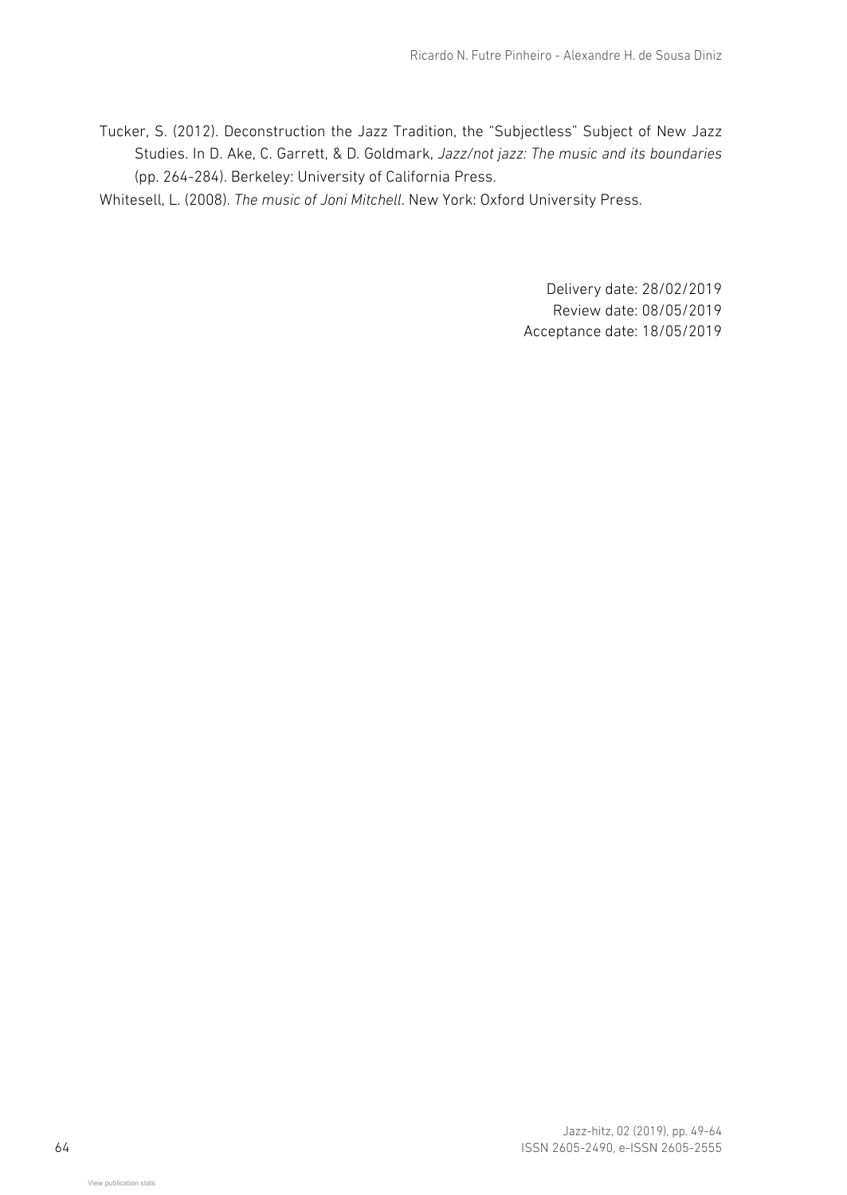Tucker, S. (2012). Deconstruction the Jazz Tradition, the "Subjectless" Subject of New Jazz Studies. In D. Ake, C. Garrett, & D. Goldmark, *Jazz/not jazz: The music and its boundaries* (pp. 264-284). Berkeley: University of California Press.

Whitesell, L. (2008). *The music of Joni Mitchell*. New York: Oxford University Press.

Delivery date: 28/02/2019
Review date: 08/05/2019
Acceptance date: 18/05/2019